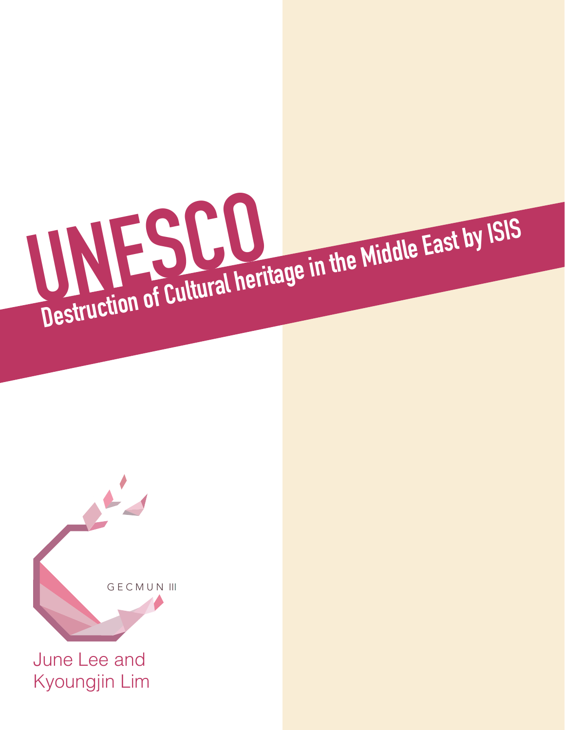# UNESCO

## Destruction of Cultural heritage in the Middle East by ISIS

GECMUN III

June Lee and
Kyoungjin Lim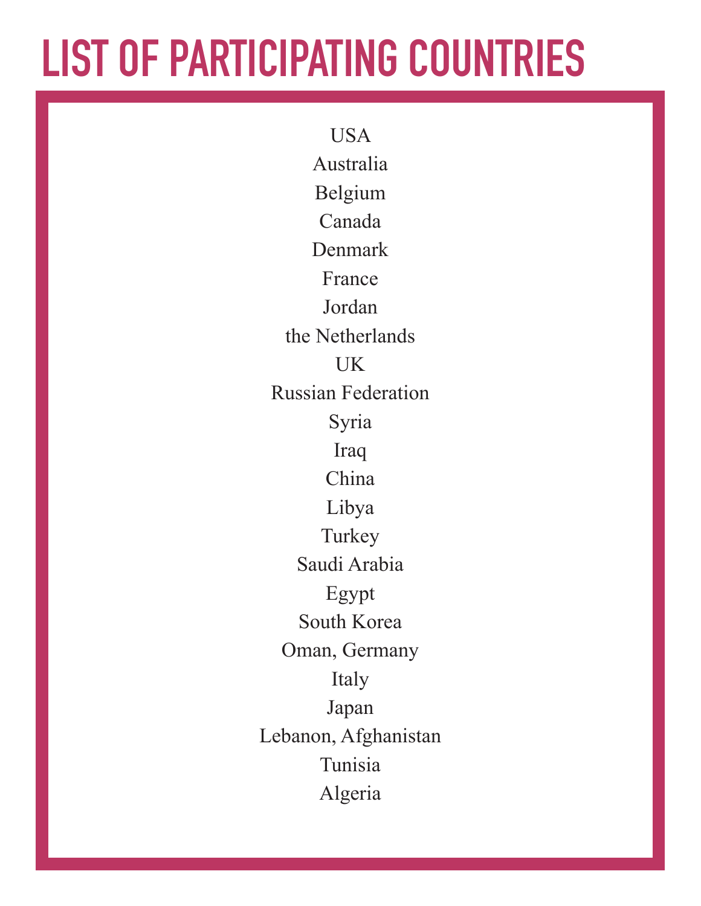# LIST OF PARTICIPATING COUNTRIES

USA

Australia

Belgium

Canada

Denmark

France

Jordan

the Netherlands

UK

Russian Federation

Syria

Iraq

China

Libya

Turkey

Saudi Arabia

Egypt

South Korea

Oman, Germany

Italy

Japan

Lebanon, Afghanistan

Tunisia

Algeria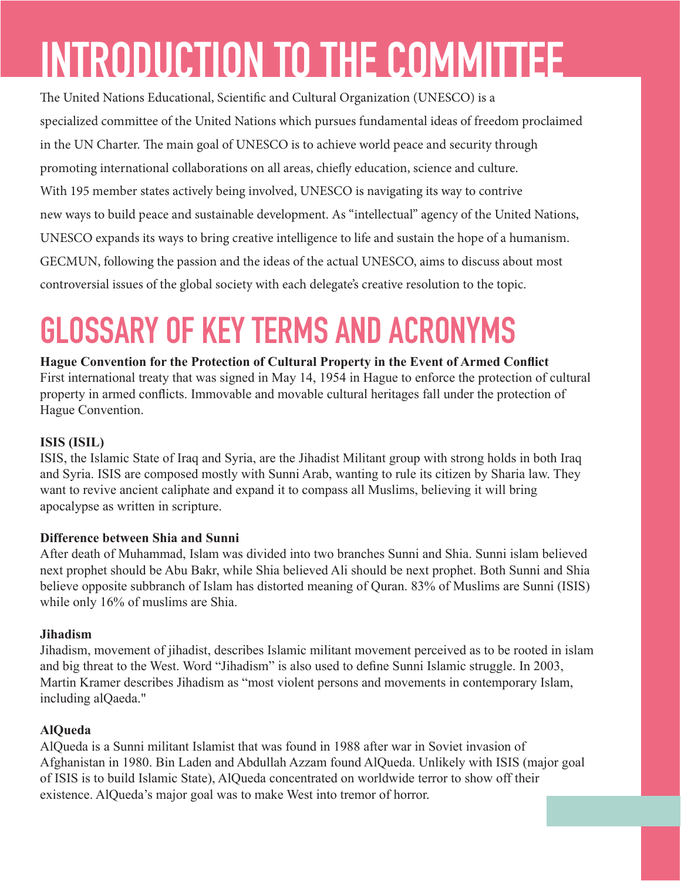# INTRODUCTION TO THE COMMITTEE

The United Nations Educational, Scientific and Cultural Organization (UNESCO) is a specialized committee of the United Nations which pursues fundamental ideas of freedom proclaimed in the UN Charter. The main goal of UNESCO is to achieve world peace and security through promoting international collaborations on all areas, chiefly education, science and culture. With 195 member states actively being involved, UNESCO is navigating its way to contrive new ways to build peace and sustainable development. As "intellectual" agency of the United Nations, UNESCO expands its ways to bring creative intelligence to life and sustain the hope of a humanism. GECMUN, following the passion and the ideas of the actual UNESCO, aims to discuss about most controversial issues of the global society with each delegate's creative resolution to the topic.

# GLOSSARY OF KEY TERMS AND ACRONYMS

**Hague Convention for the Protection of Cultural Property in the Event of Armed Conflict**
First international treaty that was signed in May 14, 1954 in Hague to enforce the protection of cultural property in armed conflicts. Immovable and movable cultural heritages fall under the protection of Hague Convention.

**ISIS (ISIL)**
ISIS, the Islamic State of Iraq and Syria, are the Jihadist Militant group with strong holds in both Iraq and Syria. ISIS are composed mostly with Sunni Arab, wanting to rule its citizen by Sharia law. They want to revive ancient caliphate and expand it to compass all Muslims, believing it will bring apocalypse as written in scripture.

**Difference between Shia and Sunni**
After death of Muhammad, Islam was divided into two branches Sunni and Shia. Sunni islam believed next prophet should be Abu Bakr, while Shia believed Ali should be next prophet. Both Sunni and Shia believe opposite subbranch of Islam has distorted meaning of Quran. 83% of Muslims are Sunni (ISIS) while only 16% of muslims are Shia.

**Jihadism**
Jihadism, movement of jihadist, describes Islamic militant movement perceived as to be rooted in islam and big threat to the West. Word "Jihadism" is also used to define Sunni Islamic struggle. In 2003, Martin Kramer describes Jihadism as "most violent persons and movements in contemporary Islam, including alQaeda."

**AlQueda**
AlQueda is a Sunni militant Islamist that was found in 1988 after war in Soviet invasion of Afghanistan in 1980. Bin Laden and Abdullah Azzam found AlQueda. Unlikely with ISIS (major goal of ISIS is to build Islamic State), AlQueda concentrated on worldwide terror to show off their existence. AlQueda's major goal was to make West into tremor of horror.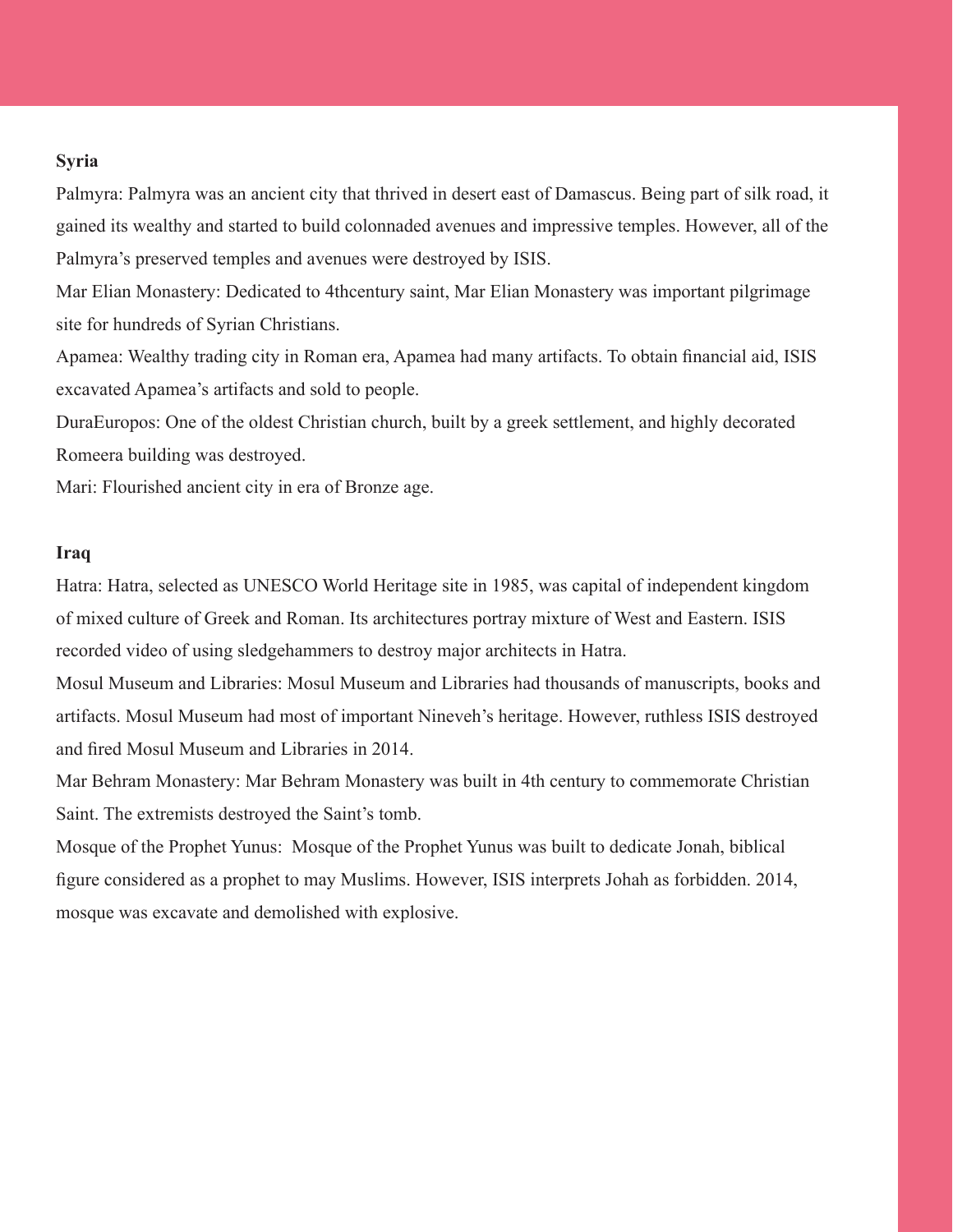**Syria**

Palmyra: Palmyra was an ancient city that thrived in desert east of Damascus. Being part of silk road, it gained its wealthy and started to build colonnaded avenues and impressive temples. However, all of the Palmyra's preserved temples and avenues were destroyed by ISIS.

Mar Elian Monastery: Dedicated to 4thcentury saint, Mar Elian Monastery was important pilgrimage site for hundreds of Syrian Christians.

Apamea: Wealthy trading city in Roman era, Apamea had many artifacts. To obtain financial aid, ISIS excavated Apamea's artifacts and sold to people.

DuraEuropos: One of the oldest Christian church, built by a greek settlement, and highly decorated Romeera building was destroyed.

Mari: Flourished ancient city in era of Bronze age.

**Iraq**

Hatra: Hatra, selected as UNESCO World Heritage site in 1985, was capital of independent kingdom of mixed culture of Greek and Roman. Its architectures portray mixture of West and Eastern. ISIS recorded video of using sledgehammers to destroy major architects in Hatra.

Mosul Museum and Libraries: Mosul Museum and Libraries had thousands of manuscripts, books and artifacts. Mosul Museum had most of important Nineveh's heritage. However, ruthless ISIS destroyed and fired Mosul Museum and Libraries in 2014.

Mar Behram Monastery: Mar Behram Monastery was built in 4th century to commemorate Christian Saint. The extremists destroyed the Saint's tomb.

Mosque of the Prophet Yunus: Mosque of the Prophet Yunus was built to dedicate Jonah, biblical figure considered as a prophet to may Muslims. However, ISIS interprets Johah as forbidden. 2014, mosque was excavate and demolished with explosive.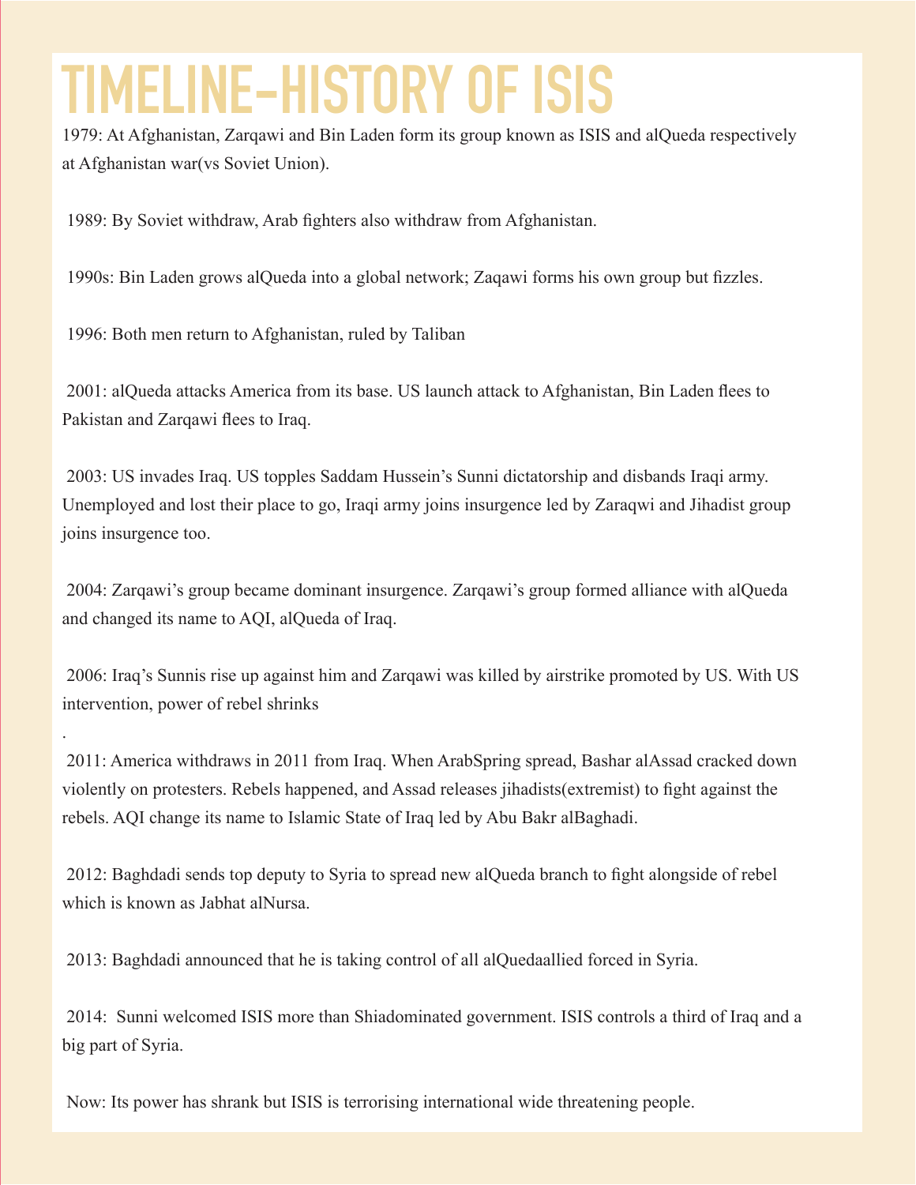# TIMELINE–HISTORY OF ISIS

1979: At Afghanistan, Zarqawi and Bin Laden form its group known as ISIS and alQueda respectively at Afghanistan war(vs Soviet Union).

1989: By Soviet withdraw, Arab fighters also withdraw from Afghanistan.

1990s: Bin Laden grows alQueda into a global network; Zaqawi forms his own group but fizzles.

1996: Both men return to Afghanistan, ruled by Taliban

2001: alQueda attacks America from its base. US launch attack to Afghanistan, Bin Laden flees to Pakistan and Zarqawi flees to Iraq.

2003: US invades Iraq. US topples Saddam Hussein's Sunni dictatorship and disbands Iraqi army. Unemployed and lost their place to go, Iraqi army joins insurgence led by Zaraqwi and Jihadist group joins insurgence too.

2004: Zarqawi's group became dominant insurgence. Zarqawi's group formed alliance with alQueda and changed its name to AQI, alQueda of Iraq.

2006: Iraq's Sunnis rise up against him and Zarqawi was killed by airstrike promoted by US. With US intervention, power of rebel shrinks

.

2011: America withdraws in 2011 from Iraq. When ArabSpring spread, Bashar alAssad cracked down violently on protesters. Rebels happened, and Assad releases jihadists(extremist) to fight against the rebels. AQI change its name to Islamic State of Iraq led by Abu Bakr alBaghadi.

2012: Baghdadi sends top deputy to Syria to spread new alQueda branch to fight alongside of rebel which is known as Jabhat alNursa.

2013: Baghdadi announced that he is taking control of all alQuedaallied forced in Syria.

2014: Sunni welcomed ISIS more than Shiadominated government. ISIS controls a third of Iraq and a big part of Syria.

Now: Its power has shrank but ISIS is terrorising international wide threatening people.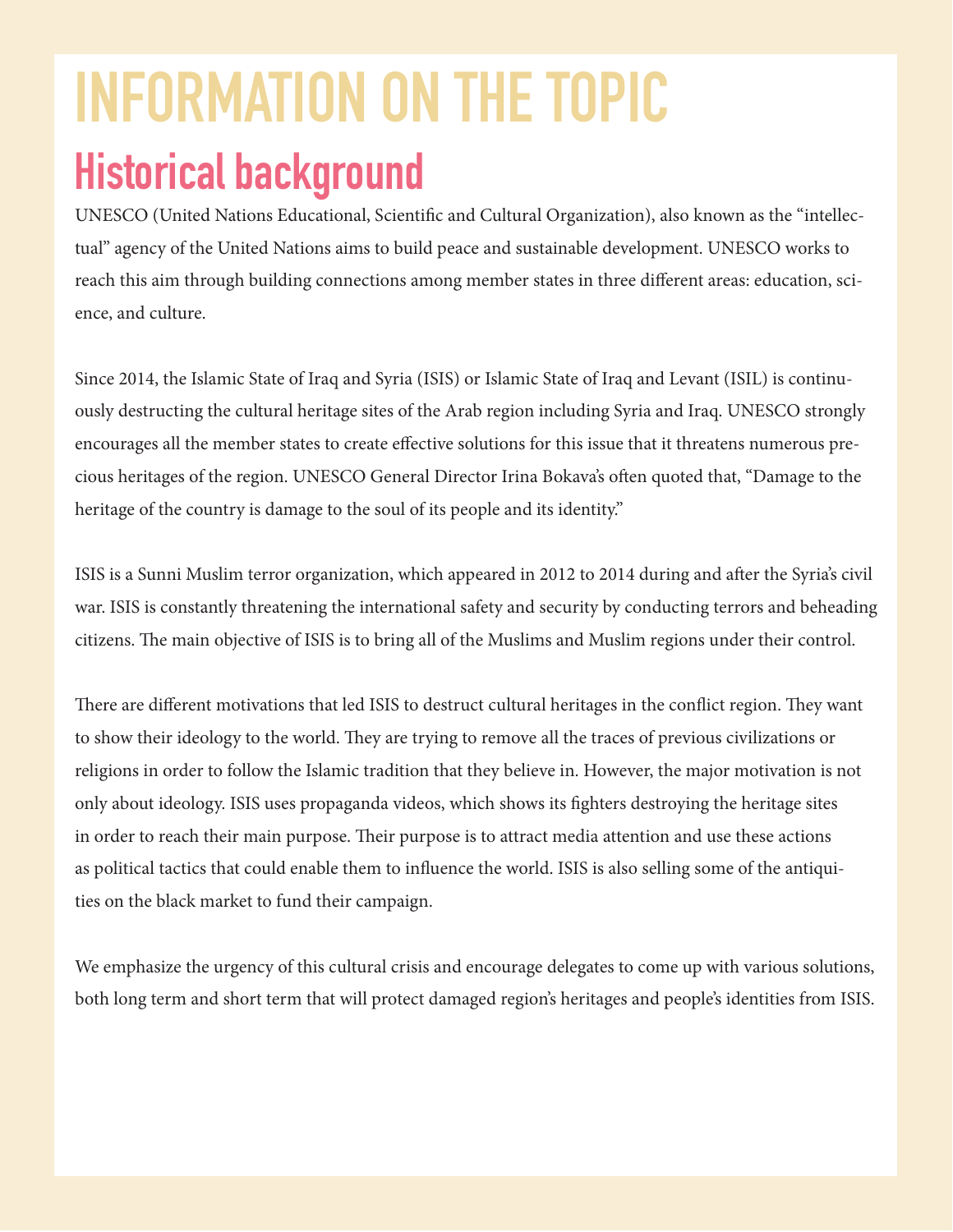# INFORMATION ON THE TOPIC

## Historical background

UNESCO (United Nations Educational, Scientific and Cultural Organization), also known as the "intellectual" agency of the United Nations aims to build peace and sustainable development. UNESCO works to reach this aim through building connections among member states in three different areas: education, science, and culture.

Since 2014, the Islamic State of Iraq and Syria (ISIS) or Islamic State of Iraq and Levant (ISIL) is continuously destructing the cultural heritage sites of the Arab region including Syria and Iraq. UNESCO strongly encourages all the member states to create effective solutions for this issue that it threatens numerous precious heritages of the region. UNESCO General Director Irina Bokava's often quoted that, "Damage to the heritage of the country is damage to the soul of its people and its identity."

ISIS is a Sunni Muslim terror organization, which appeared in 2012 to 2014 during and after the Syria's civil war. ISIS is constantly threatening the international safety and security by conducting terrors and beheading citizens. The main objective of ISIS is to bring all of the Muslims and Muslim regions under their control.

There are different motivations that led ISIS to destruct cultural heritages in the conflict region. They want to show their ideology to the world. They are trying to remove all the traces of previous civilizations or religions in order to follow the Islamic tradition that they believe in. However, the major motivation is not only about ideology. ISIS uses propaganda videos, which shows its fighters destroying the heritage sites in order to reach their main purpose. Their purpose is to attract media attention and use these actions as political tactics that could enable them to influence the world. ISIS is also selling some of the antiquities on the black market to fund their campaign.

We emphasize the urgency of this cultural crisis and encourage delegates to come up with various solutions, both long term and short term that will protect damaged region's heritages and people's identities from ISIS.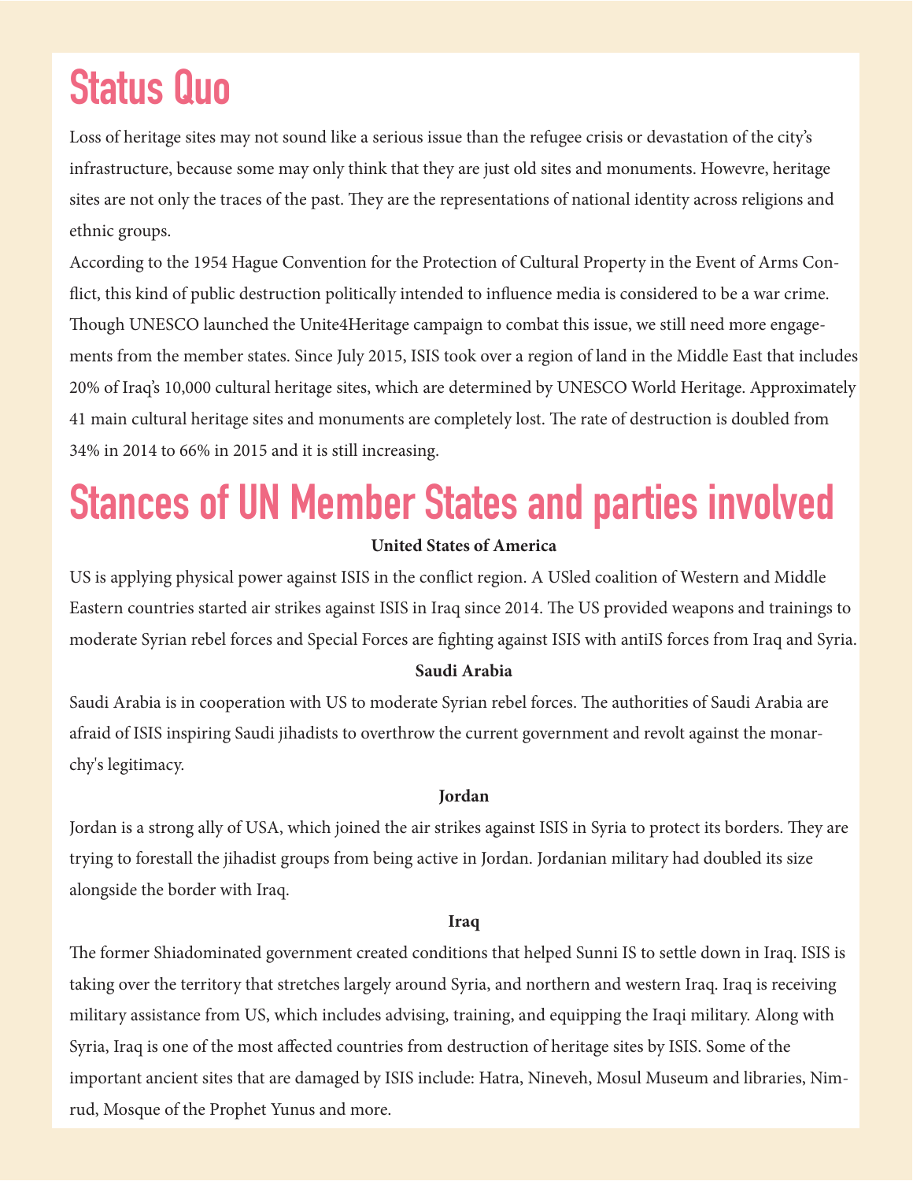# Status Quo

Loss of heritage sites may not sound like a serious issue than the refugee crisis or devastation of the city's infrastructure, because some may only think that they are just old sites and monuments. Howevre, heritage sites are not only the traces of the past. They are the representations of national identity across religions and ethnic groups.

According to the 1954 Hague Convention for the Protection of Cultural Property in the Event of Arms Conflict, this kind of public destruction politically intended to influence media is considered to be a war crime. Though UNESCO launched the Unite4Heritage campaign to combat this issue, we still need more engagements from the member states. Since July 2015, ISIS took over a region of land in the Middle East that includes 20% of Iraq's 10,000 cultural heritage sites, which are determined by UNESCO World Heritage. Approximately 41 main cultural heritage sites and monuments are completely lost. The rate of destruction is doubled from 34% in 2014 to 66% in 2015 and it is still increasing.

# Stances of UN Member States and parties involved

**United States of America**

US is applying physical power against ISIS in the conflict region. A USled coalition of Western and Middle Eastern countries started air strikes against ISIS in Iraq since 2014. The US provided weapons and trainings to moderate Syrian rebel forces and Special Forces are fighting against ISIS with antiIS forces from Iraq and Syria.

**Saudi Arabia**

Saudi Arabia is in cooperation with US to moderate Syrian rebel forces. The authorities of Saudi Arabia are afraid of ISIS inspiring Saudi jihadists to overthrow the current government and revolt against the monarchy's legitimacy.

**Jordan**

Jordan is a strong ally of USA, which joined the air strikes against ISIS in Syria to protect its borders. They are trying to forestall the jihadist groups from being active in Jordan. Jordanian military had doubled its size alongside the border with Iraq.

**Iraq**

The former Shiadominated government created conditions that helped Sunni IS to settle down in Iraq. ISIS is taking over the territory that stretches largely around Syria, and northern and western Iraq. Iraq is receiving military assistance from US, which includes advising, training, and equipping the Iraqi military. Along with Syria, Iraq is one of the most affected countries from destruction of heritage sites by ISIS. Some of the important ancient sites that are damaged by ISIS include: Hatra, Nineveh, Mosul Museum and libraries, Nimrud, Mosque of the Prophet Yunus and more.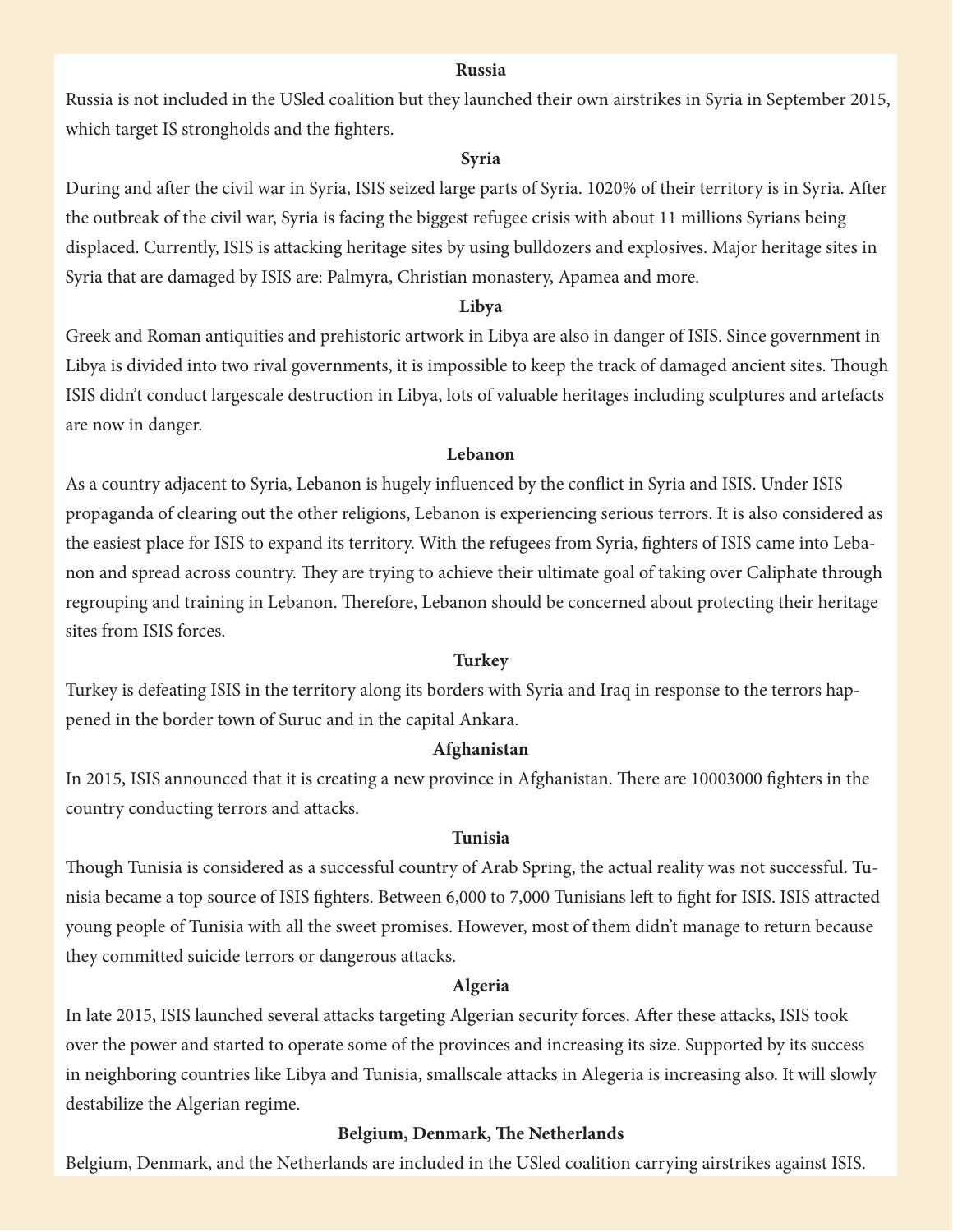### Russia

Russia is not included in the USled coalition but they launched their own airstrikes in Syria in September 2015, which target IS strongholds and the fighters.

### Syria

During and after the civil war in Syria, ISIS seized large parts of Syria. 1020% of their territory is in Syria. After the outbreak of the civil war, Syria is facing the biggest refugee crisis with about 11 millions Syrians being displaced. Currently, ISIS is attacking heritage sites by using bulldozers and explosives. Major heritage sites in Syria that are damaged by ISIS are: Palmyra, Christian monastery, Apamea and more.

### Libya

Greek and Roman antiquities and prehistoric artwork in Libya are also in danger of ISIS. Since government in Libya is divided into two rival governments, it is impossible to keep the track of damaged ancient sites. Though ISIS didn't conduct largescale destruction in Libya, lots of valuable heritages including sculptures and artefacts are now in danger.

### Lebanon

As a country adjacent to Syria, Lebanon is hugely influenced by the conflict in Syria and ISIS. Under ISIS propaganda of clearing out the other religions, Lebanon is experiencing serious terrors. It is also considered as the easiest place for ISIS to expand its territory. With the refugees from Syria, fighters of ISIS came into Lebanon and spread across country. They are trying to achieve their ultimate goal of taking over Caliphate through regrouping and training in Lebanon. Therefore, Lebanon should be concerned about protecting their heritage sites from ISIS forces.

### Turkey

Turkey is defeating ISIS in the territory along its borders with Syria and Iraq in response to the terrors happened in the border town of Suruc and in the capital Ankara.

### Afghanistan

In 2015, ISIS announced that it is creating a new province in Afghanistan. There are 10003000 fighters in the country conducting terrors and attacks.

### Tunisia

Though Tunisia is considered as a successful country of Arab Spring, the actual reality was not successful. Tunisia became a top source of ISIS fighters. Between 6,000 to 7,000 Tunisians left to fight for ISIS. ISIS attracted young people of Tunisia with all the sweet promises. However, most of them didn't manage to return because they committed suicide terrors or dangerous attacks.

### Algeria

In late 2015, ISIS launched several attacks targeting Algerian security forces. After these attacks, ISIS took over the power and started to operate some of the provinces and increasing its size. Supported by its success in neighboring countries like Libya and Tunisia, smallscale attacks in Alegeria is increasing also. It will slowly destabilize the Algerian regime.

### Belgium, Denmark, The Netherlands

Belgium, Denmark, and the Netherlands are included in the USled coalition carrying airstrikes against ISIS.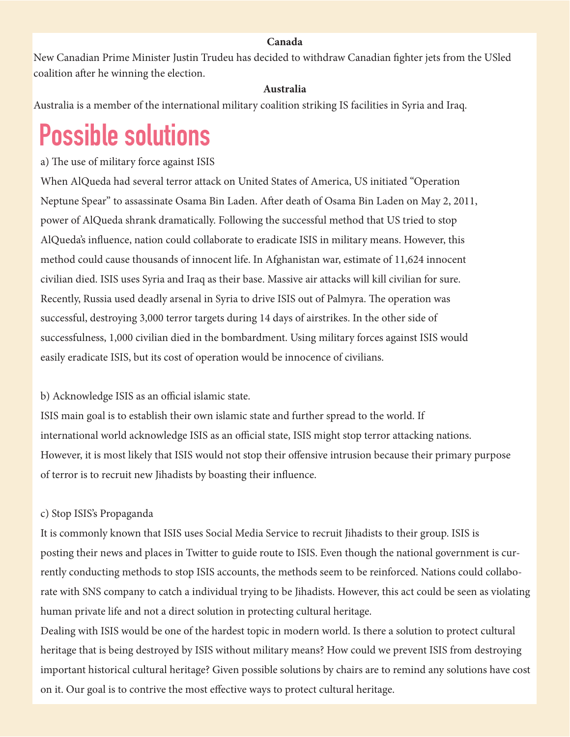**Canada**

New Canadian Prime Minister Justin Trudeu has decided to withdraw Canadian fighter jets from the USled coalition after he winning the election.

**Australia**

Australia is a member of the international military coalition striking IS facilities in Syria and Iraq.

# Possible solutions

a) The use of military force against ISIS

When AlQueda had several terror attack on United States of America, US initiated "Operation Neptune Spear" to assassinate Osama Bin Laden. After death of Osama Bin Laden on May 2, 2011, power of AlQueda shrank dramatically. Following the successful method that US tried to stop AlQueda's influence, nation could collaborate to eradicate ISIS in military means. However, this method could cause thousands of innocent life. In Afghanistan war, estimate of 11,624 innocent civilian died. ISIS uses Syria and Iraq as their base. Massive air attacks will kill civilian for sure. Recently, Russia used deadly arsenal in Syria to drive ISIS out of Palmyra. The operation was successful, destroying 3,000 terror targets during 14 days of airstrikes. In the other side of successfulness, 1,000 civilian died in the bombardment. Using military forces against ISIS would easily eradicate ISIS, but its cost of operation would be innocence of civilians.

b) Acknowledge ISIS as an official islamic state.

ISIS main goal is to establish their own islamic state and further spread to the world. If international world acknowledge ISIS as an official state, ISIS might stop terror attacking nations. However, it is most likely that ISIS would not stop their offensive intrusion because their primary purpose of terror is to recruit new Jihadists by boasting their influence.

c) Stop ISIS's Propaganda

It is commonly known that ISIS uses Social Media Service to recruit Jihadists to their group. ISIS is posting their news and places in Twitter to guide route to ISIS. Even though the national government is currently conducting methods to stop ISIS accounts, the methods seem to be reinforced. Nations could collaborate with SNS company to catch a individual trying to be Jihadists. However, this act could be seen as violating human private life and not a direct solution in protecting cultural heritage.

Dealing with ISIS would be one of the hardest topic in modern world. Is there a solution to protect cultural heritage that is being destroyed by ISIS without military means? How could we prevent ISIS from destroying important historical cultural heritage? Given possible solutions by chairs are to remind any solutions have cost on it. Our goal is to contrive the most effective ways to protect cultural heritage.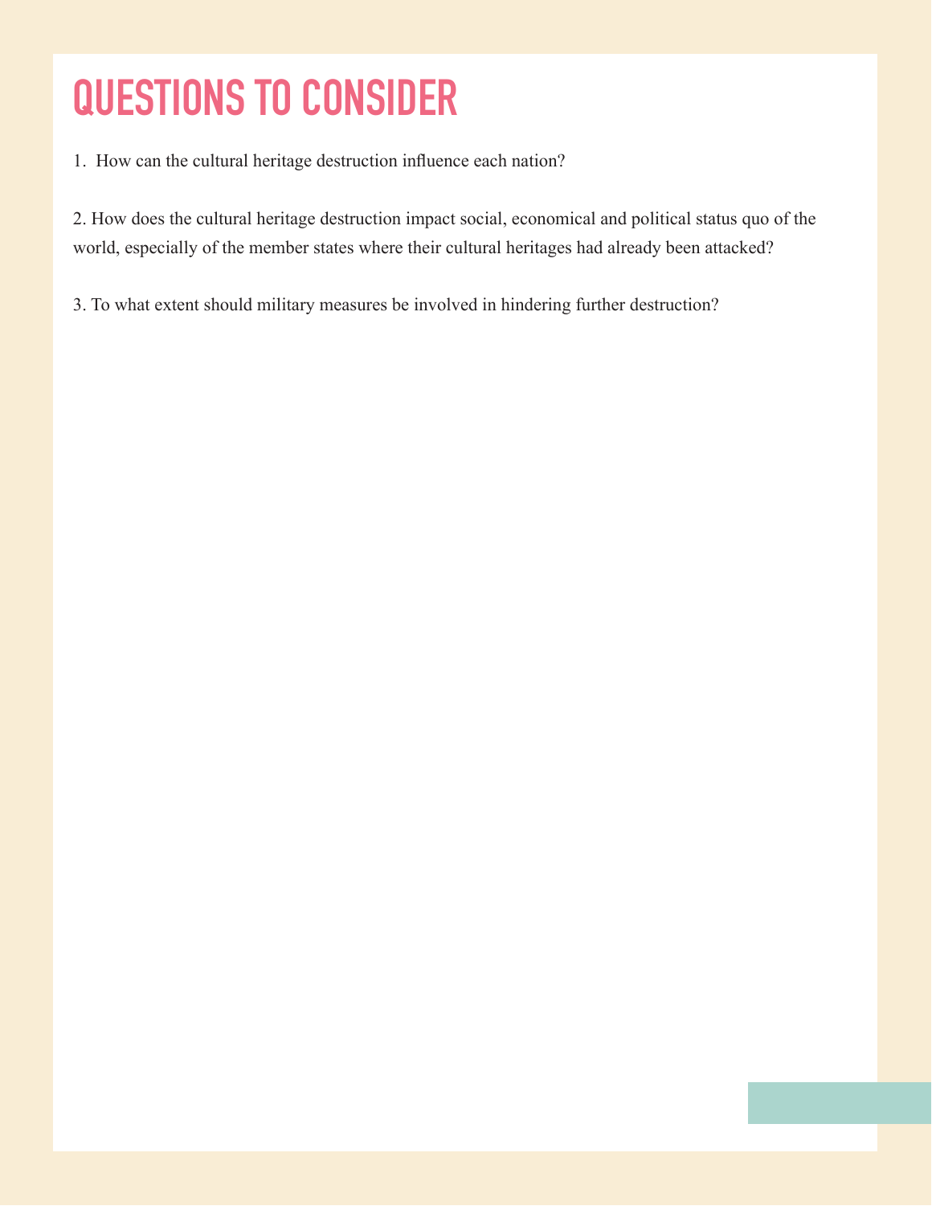# QUESTIONS TO CONSIDER

1. How can the cultural heritage destruction influence each nation?

2. How does the cultural heritage destruction impact social, economical and political status quo of the world, especially of the member states where their cultural heritages had already been attacked?

3. To what extent should military measures be involved in hindering further destruction?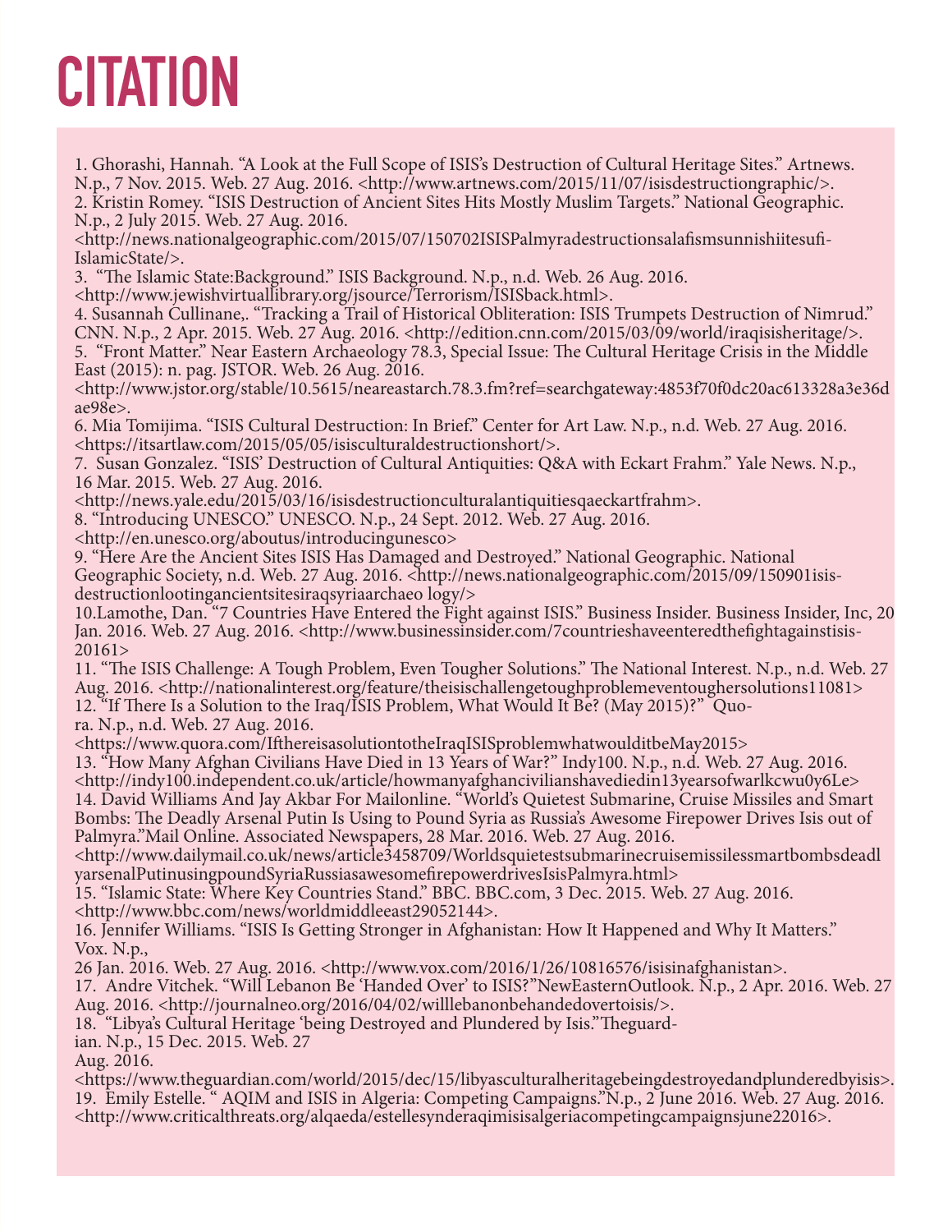# CITATION

1. Ghorashi, Hannah. "A Look at the Full Scope of ISIS's Destruction of Cultural Heritage Sites." Artnews. N.p., 7 Nov. 2015. Web. 27 Aug. 2016. <http://www.artnews.com/2015/11/07/isisdestructiongraphic/>.
2. Kristin Romey. "ISIS Destruction of Ancient Sites Hits Mostly Muslim Targets." National Geographic. N.p., 2 July 2015. Web. 27 Aug. 2016. <http://news.nationalgeographic.com/2015/07/150702ISISPalmyradestructionsalafismsunnishiitesufi-IslamicState/>.
3. "The Islamic State:Background." ISIS Background. N.p., n.d. Web. 26 Aug. 2016. <http://www.jewishvirtuallibrary.org/jsource/Terrorism/ISISback.html>.
4. Susannah Cullinane,. "Tracking a Trail of Historical Obliteration: ISIS Trumpets Destruction of Nimrud." CNN. N.p., 2 Apr. 2015. Web. 27 Aug. 2016. <http://edition.cnn.com/2015/03/09/world/iraqisisheritage/>.
5. "Front Matter." Near Eastern Archaeology 78.3, Special Issue: The Cultural Heritage Crisis in the Middle East (2015): n. pag. JSTOR. Web. 26 Aug. 2016. <http://www.jstor.org/stable/10.5615/neareastarch.78.3.fm?ref=searchgateway:4853f70f0dc20ac613328a3e36dae98e>.
6. Mia Tomijima. "ISIS Cultural Destruction: In Brief." Center for Art Law. N.p., n.d. Web. 27 Aug. 2016. <https://itsartlaw.com/2015/05/05/isisculturaldestructionshort/>.
7. Susan Gonzalez. "ISIS' Destruction of Cultural Antiquities: Q&A with Eckart Frahm." Yale News. N.p., 16 Mar. 2015. Web. 27 Aug. 2016. <http://news.yale.edu/2015/03/16/isisdestructionculturalantiquitiesqaeckartfrahm>.
8. "Introducing UNESCO." UNESCO. N.p., 24 Sept. 2012. Web. 27 Aug. 2016. <http://en.unesco.org/aboutus/introducingunesco>
9. "Here Are the Ancient Sites ISIS Has Damaged and Destroyed." National Geographic. National Geographic Society, n.d. Web. 27 Aug. 2016. <http://news.nationalgeographic.com/2015/09/150901isis-destructionlootingancientsitesiraqsyriaarchaeo logy/>
10. Lamothe, Dan. "7 Countries Have Entered the Fight against ISIS." Business Insider. Business Insider, Inc, 20 Jan. 2016. Web. 27 Aug. 2016. <http://www.businessinsider.com/7countrieshaveenteredthefightagainstisis-20161>
11. "The ISIS Challenge: A Tough Problem, Even Tougher Solutions." The National Interest. N.p., n.d. Web. 27 Aug. 2016. <http://nationalinterest.org/feature/theisischallengetoughproblemeventoughersolutions11081>
12. "If There Is a Solution to the Iraq/ISIS Problem, What Would It Be? (May 2015)?" Quora. N.p., n.d. Web. 27 Aug. 2016. <https://www.quora.com/IfthereisasolutiontotheIraqISISproblemwhatwoulditbeMay2015>
13. "How Many Afghan Civilians Have Died in 13 Years of War?" Indy100. N.p., n.d. Web. 27 Aug. 2016. <http://indy100.independent.co.uk/article/howmanyafghancivilianshavediedin13yearsofwarlkcwu0y6Le>
14. David Williams And Jay Akbar For Mailonline. "World's Quietest Submarine, Cruise Missiles and Smart Bombs: The Deadly Arsenal Putin Is Using to Pound Syria as Russia's Awesome Firepower Drives Isis out of Palmyra."Mail Online. Associated Newspapers, 28 Mar. 2016. Web. 27 Aug. 2016. <http://www.dailymail.co.uk/news/article3458709/WorldsquietestsubmarinecruisemissilessmartbombsdeadlyarsenalPutinusingpoundSyriaRussiasawesomefirepowerdrivesIsisPalmyra.html>
15. "Islamic State: Where Key Countries Stand." BBC. BBC.com, 3 Dec. 2015. Web. 27 Aug. 2016. <http://www.bbc.com/news/worldmiddleeast29052144>.
16. Jennifer Williams. "ISIS Is Getting Stronger in Afghanistan: How It Happened and Why It Matters." Vox. N.p., 26 Jan. 2016. Web. 27 Aug. 2016. <http://www.vox.com/2016/1/26/10816576/isisinafghanistan>.
17. Andre Vitchek. "Will Lebanon Be 'Handed Over' to ISIS?"NewEasternOutlook. N.p., 2 Apr. 2016. Web. 27 Aug. 2016. <http://journalneo.org/2016/04/02/willlebanonbehandedovertoisis/>.
18. "Libya's Cultural Heritage 'being Destroyed and Plundered by Isis."Theguardian. N.p., 15 Dec. 2015. Web. 27 Aug. 2016. <https://www.theguardian.com/world/2015/dec/15/libyasculturalheritagebeingdestroyedandplunderedbyisis>.
19. Emily Estelle. " AQIM and ISIS in Algeria: Competing Campaigns."N.p., 2 June 2016. Web. 27 Aug. 2016. <http://www.criticalthreats.org/alqaeda/estellesynderaqimisisalgeriacompetingcampaignsjune22016>.